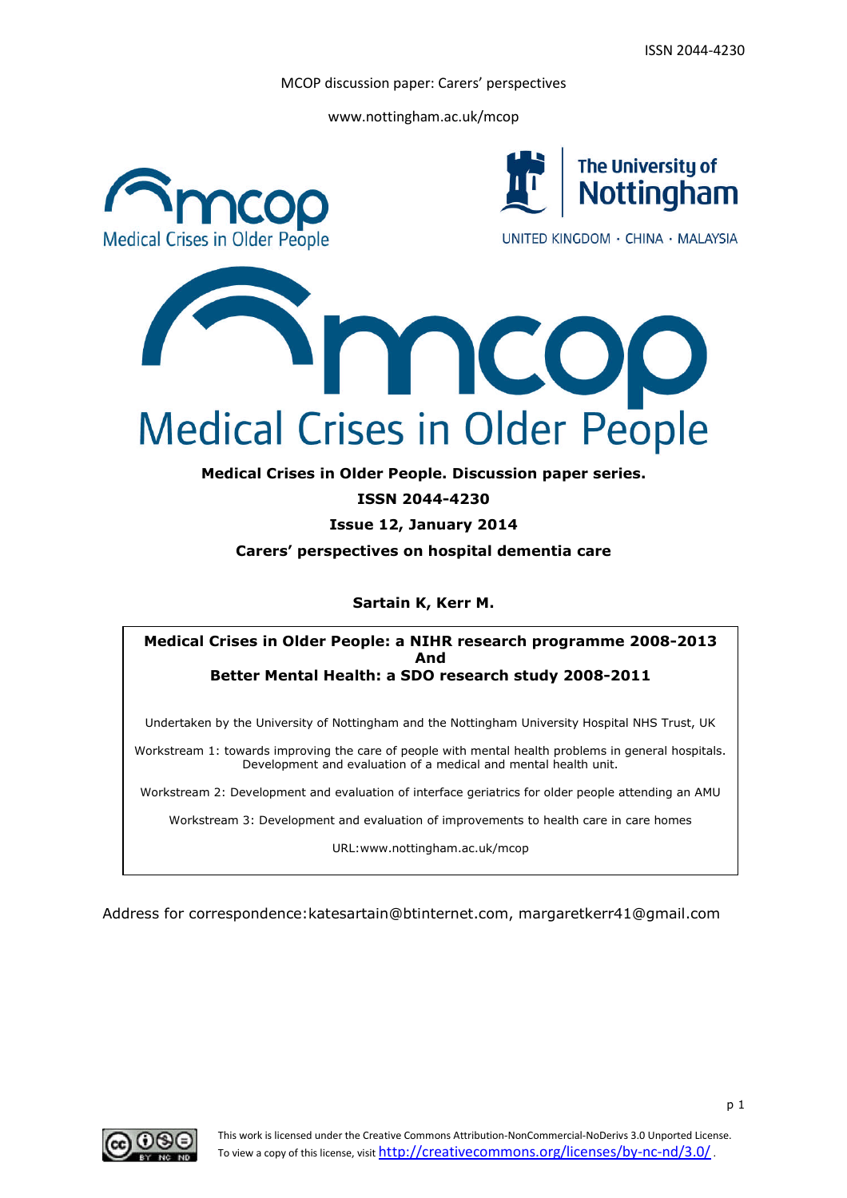ISSN 2044-4230

MCOP discussion paper: Carers' perspectives

www.nottingham.ac.uk/mcop

**Medical Crises in Older People. Discussion paper series.**

**ISSN 2044-4230**

**Issue 12, January 2014**

# Carers' perspectives on hospital dementia care

**Sartain K, Kerr M.**

**Medical Crises in Older People: a NIHR research programme 2008-2013**
**And**
**Better Mental Health: a SDO research study 2008-2011**

Undertaken by the University of Nottingham and the Nottingham University Hospital NHS Trust, UK

Workstream 1: towards improving the care of people with mental health problems in general hospitals. Development and evaluation of a medical and mental health unit.

Workstream 2: Development and evaluation of interface geriatrics for older people attending an AMU

Workstream 3: Development and evaluation of improvements to health care in care homes

URL:www.nottingham.ac.uk/mcop

Address for correspondence:katesartain@btinternet.com, margaretkerr41@gmail.com

This work is licensed under the Creative Commons Attribution-NonCommercial-NoDerivs 3.0 Unported License. To view a copy of this license, visit http://creativecommons.org/licenses/by-nc-nd/3.0/.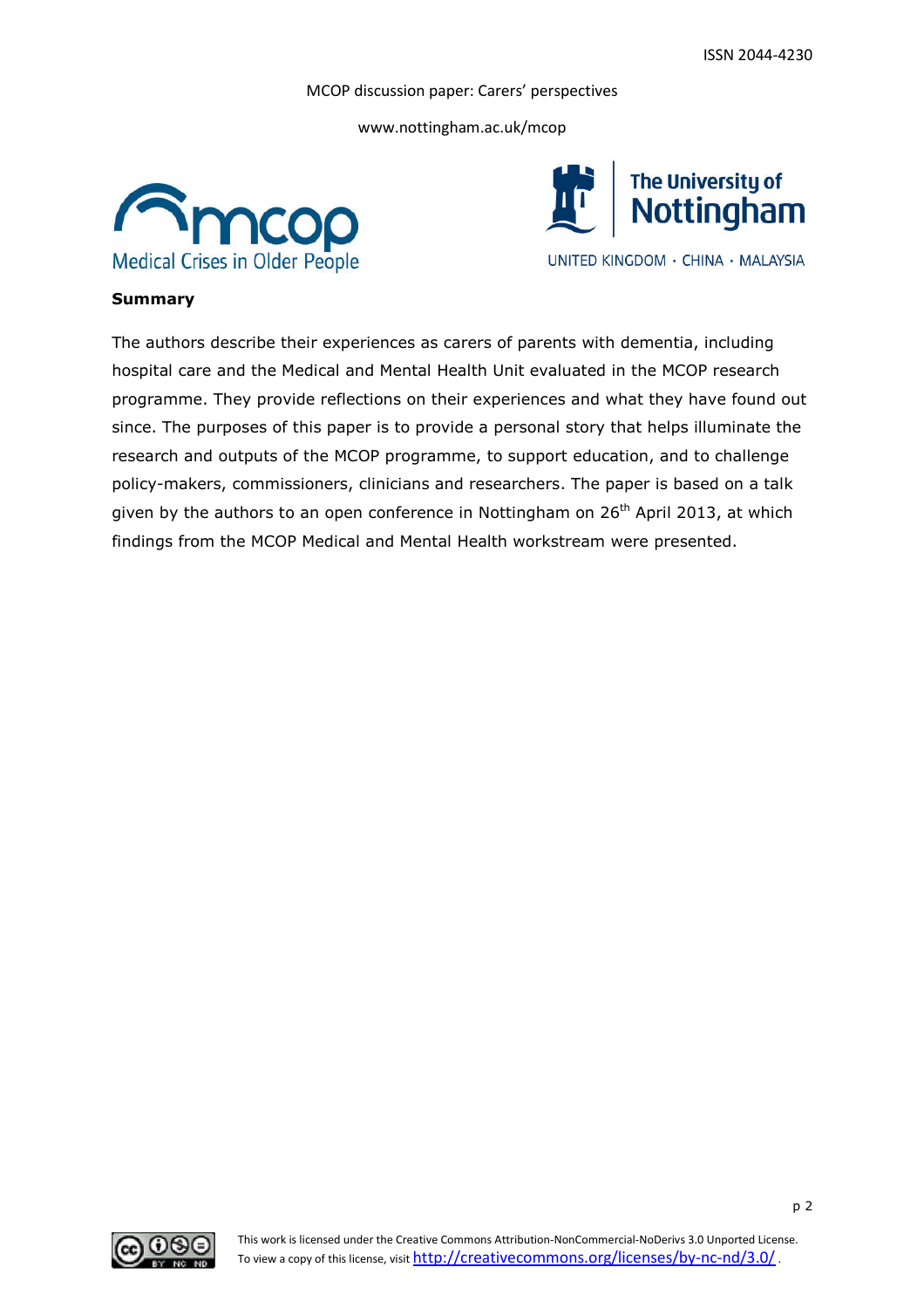## Summary

The authors describe their experiences as carers of parents with dementia, including hospital care and the Medical and Mental Health Unit evaluated in the MCOP research programme. They provide reflections on their experiences and what they have found out since. The purposes of this paper is to provide a personal story that helps illuminate the research and outputs of the MCOP programme, to support education, and to challenge policy-makers, commissioners, clinicians and researchers. The paper is based on a talk given by the authors to an open conference in Nottingham on 26th April 2013, at which findings from the MCOP Medical and Mental Health workstream were presented.

This work is licensed under the Creative Commons Attribution-NonCommercial-NoDerivs 3.0 Unported License. To view a copy of this license, visit http://creativecommons.org/licenses/by-nc-nd/3.0/.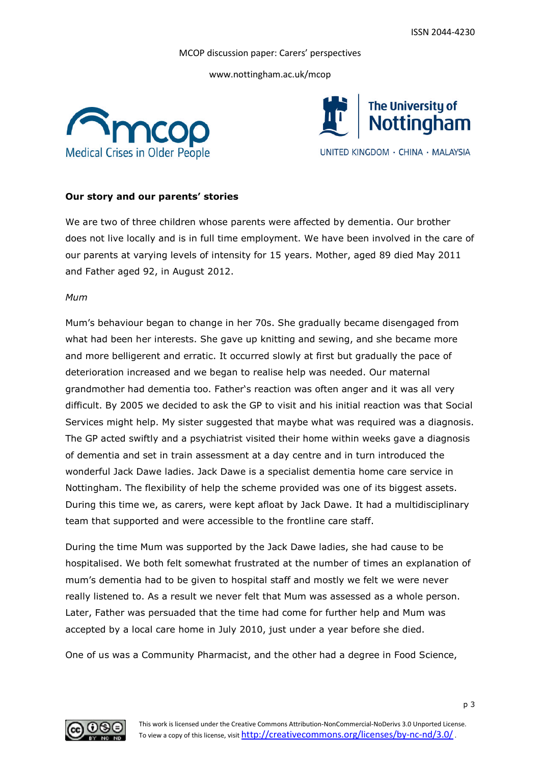**Our story and our parents' stories**

We are two of three children whose parents were affected by dementia. Our brother does not live locally and is in full time employment. We have been involved in the care of our parents at varying levels of intensity for 15 years. Mother, aged 89 died May 2011 and Father aged 92, in August 2012.

*Mum*

Mum's behaviour began to change in her 70s. She gradually became disengaged from what had been her interests. She gave up knitting and sewing, and she became more and more belligerent and erratic. It occurred slowly at first but gradually the pace of deterioration increased and we began to realise help was needed. Our maternal grandmother had dementia too. Father's reaction was often anger and it was all very difficult. By 2005 we decided to ask the GP to visit and his initial reaction was that Social Services might help. My sister suggested that maybe what was required was a diagnosis. The GP acted swiftly and a psychiatrist visited their home within weeks gave a diagnosis of dementia and set in train assessment at a day centre and in turn introduced the wonderful Jack Dawe ladies. Jack Dawe is a specialist dementia home care service in Nottingham. The flexibility of help the scheme provided was one of its biggest assets. During this time we, as carers, were kept afloat by Jack Dawe. It had a multidisciplinary team that supported and were accessible to the frontline care staff.

During the time Mum was supported by the Jack Dawe ladies, she had cause to be hospitalised. We both felt somewhat frustrated at the number of times an explanation of mum's dementia had to be given to hospital staff and mostly we felt we were never really listened to. As a result we never felt that Mum was assessed as a whole person. Later, Father was persuaded that the time had come for further help and Mum was accepted by a local care home in July 2010, just under a year before she died.

One of us was a Community Pharmacist, and the other had a degree in Food Science,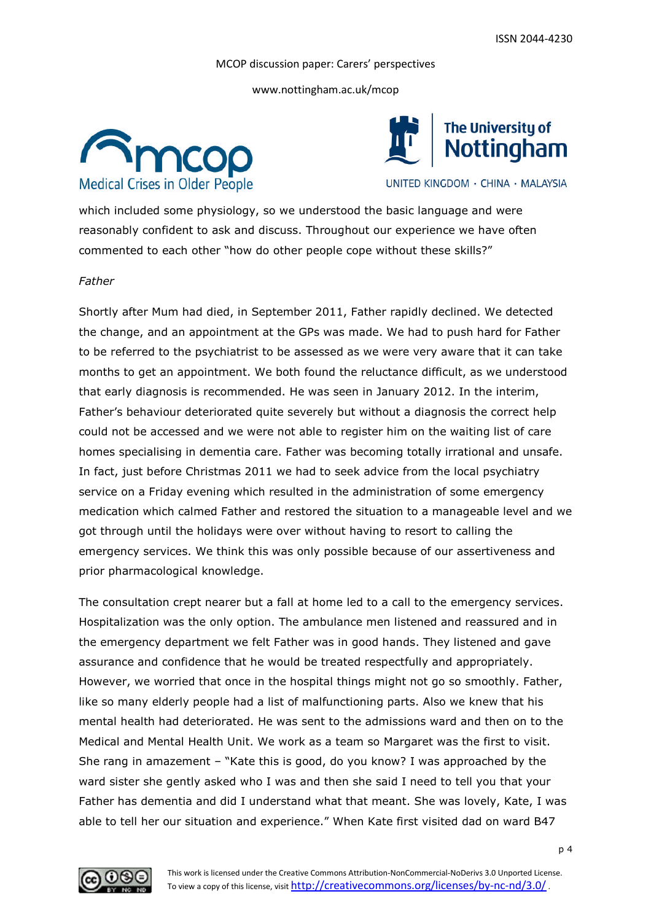which included some physiology, so we understood the basic language and were reasonably confident to ask and discuss. Throughout our experience we have often commented to each other "how do other people cope without these skills?"

*Father*

Shortly after Mum had died, in September 2011, Father rapidly declined. We detected the change, and an appointment at the GPs was made. We had to push hard for Father to be referred to the psychiatrist to be assessed as we were very aware that it can take months to get an appointment. We both found the reluctance difficult, as we understood that early diagnosis is recommended. He was seen in January 2012. In the interim, Father's behaviour deteriorated quite severely but without a diagnosis the correct help could not be accessed and we were not able to register him on the waiting list of care homes specialising in dementia care. Father was becoming totally irrational and unsafe. In fact, just before Christmas 2011 we had to seek advice from the local psychiatry service on a Friday evening which resulted in the administration of some emergency medication which calmed Father and restored the situation to a manageable level and we got through until the holidays were over without having to resort to calling the emergency services. We think this was only possible because of our assertiveness and prior pharmacological knowledge.

The consultation crept nearer but a fall at home led to a call to the emergency services. Hospitalization was the only option. The ambulance men listened and reassured and in the emergency department we felt Father was in good hands. They listened and gave assurance and confidence that he would be treated respectfully and appropriately. However, we worried that once in the hospital things might not go so smoothly. Father, like so many elderly people had a list of malfunctioning parts. Also we knew that his mental health had deteriorated. He was sent to the admissions ward and then on to the Medical and Mental Health Unit. We work as a team so Margaret was the first to visit. She rang in amazement – "Kate this is good, do you know? I was approached by the ward sister she gently asked who I was and then she said I need to tell you that your Father has dementia and did I understand what that meant. She was lovely, Kate, I was able to tell her our situation and experience." When Kate first visited dad on ward B47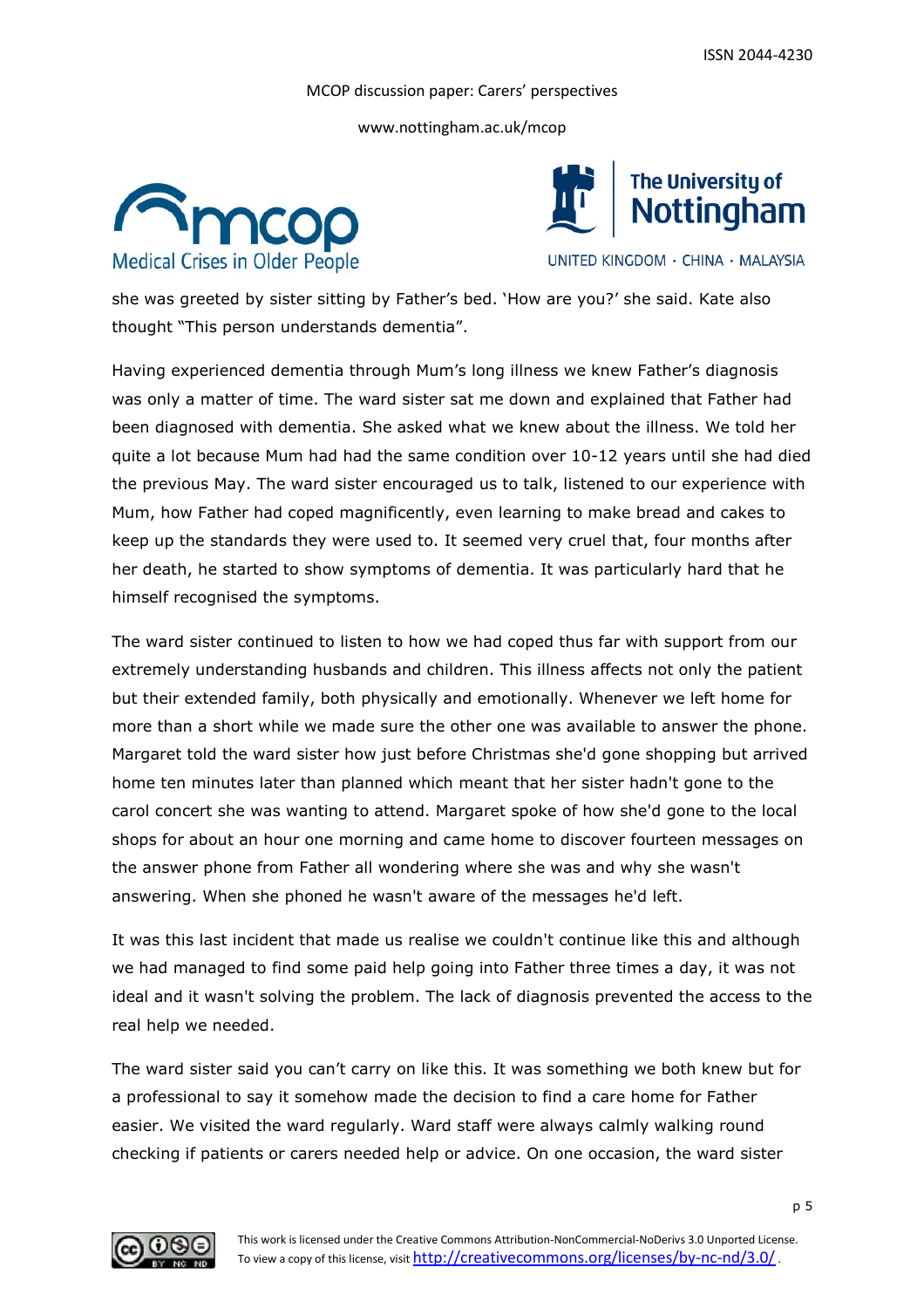she was greeted by sister sitting by Father's bed. 'How are you?' she said. Kate also thought "This person understands dementia".

Having experienced dementia through Mum's long illness we knew Father's diagnosis was only a matter of time. The ward sister sat me down and explained that Father had been diagnosed with dementia. She asked what we knew about the illness. We told her quite a lot because Mum had had the same condition over 10-12 years until she had died the previous May. The ward sister encouraged us to talk, listened to our experience with Mum, how Father had coped magnificently, even learning to make bread and cakes to keep up the standards they were used to. It seemed very cruel that, four months after her death, he started to show symptoms of dementia. It was particularly hard that he himself recognised the symptoms.

The ward sister continued to listen to how we had coped thus far with support from our extremely understanding husbands and children. This illness affects not only the patient but their extended family, both physically and emotionally. Whenever we left home for more than a short while we made sure the other one was available to answer the phone. Margaret told the ward sister how just before Christmas she'd gone shopping but arrived home ten minutes later than planned which meant that her sister hadn't gone to the carol concert she was wanting to attend. Margaret spoke of how she'd gone to the local shops for about an hour one morning and came home to discover fourteen messages on the answer phone from Father all wondering where she was and why she wasn't answering. When she phoned he wasn't aware of the messages he'd left.

It was this last incident that made us realise we couldn't continue like this and although we had managed to find some paid help going into Father three times a day, it was not ideal and it wasn't solving the problem. The lack of diagnosis prevented the access to the real help we needed.

The ward sister said you can't carry on like this. It was something we both knew but for a professional to say it somehow made the decision to find a care home for Father easier. We visited the ward regularly. Ward staff were always calmly walking round checking if patients or carers needed help or advice. On one occasion, the ward sister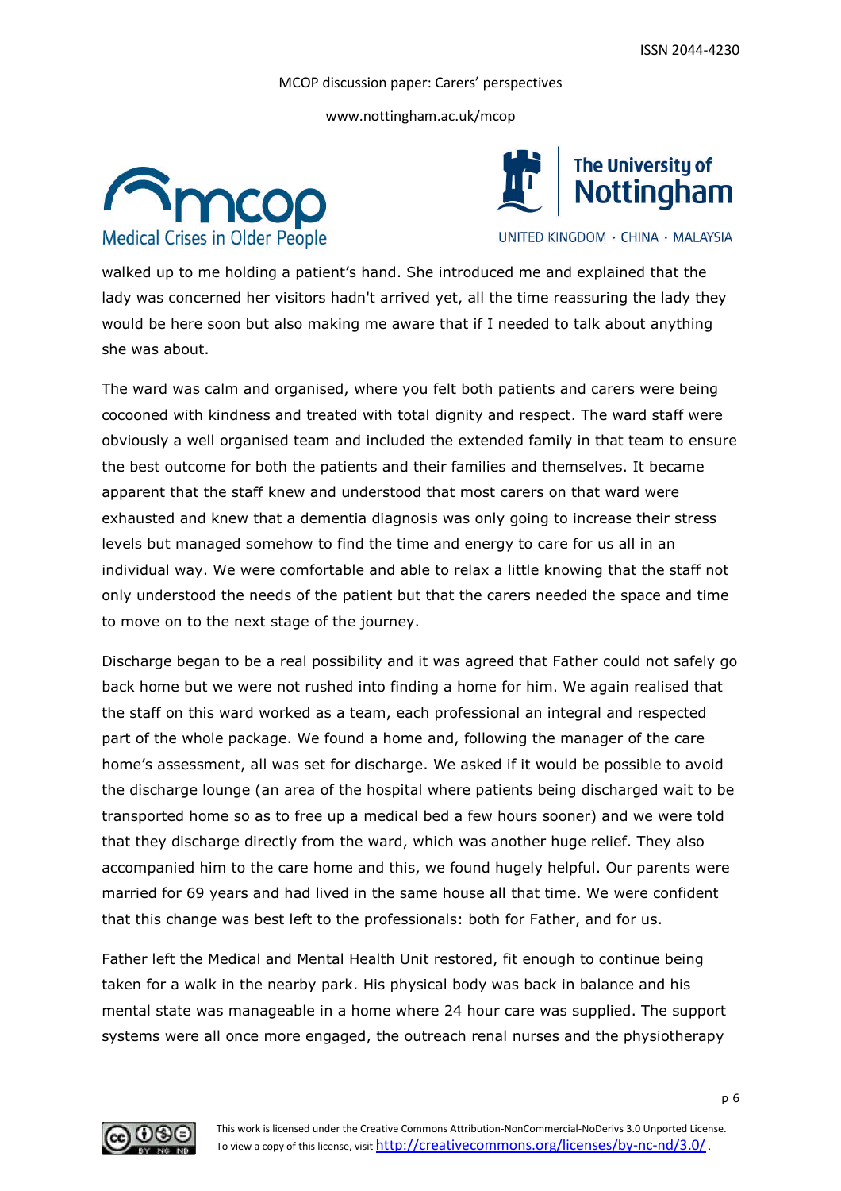walked up to me holding a patient's hand. She introduced me and explained that the lady was concerned her visitors hadn't arrived yet, all the time reassuring the lady they would be here soon but also making me aware that if I needed to talk about anything she was about.

The ward was calm and organised, where you felt both patients and carers were being cocooned with kindness and treated with total dignity and respect. The ward staff were obviously a well organised team and included the extended family in that team to ensure the best outcome for both the patients and their families and themselves. It became apparent that the staff knew and understood that most carers on that ward were exhausted and knew that a dementia diagnosis was only going to increase their stress levels but managed somehow to find the time and energy to care for us all in an individual way. We were comfortable and able to relax a little knowing that the staff not only understood the needs of the patient but that the carers needed the space and time to move on to the next stage of the journey.

Discharge began to be a real possibility and it was agreed that Father could not safely go back home but we were not rushed into finding a home for him. We again realised that the staff on this ward worked as a team, each professional an integral and respected part of the whole package. We found a home and, following the manager of the care home's assessment, all was set for discharge. We asked if it would be possible to avoid the discharge lounge (an area of the hospital where patients being discharged wait to be transported home so as to free up a medical bed a few hours sooner) and we were told that they discharge directly from the ward, which was another huge relief. They also accompanied him to the care home and this, we found hugely helpful. Our parents were married for 69 years and had lived in the same house all that time. We were confident that this change was best left to the professionals: both for Father, and for us.

Father left the Medical and Mental Health Unit restored, fit enough to continue being taken for a walk in the nearby park. His physical body was back in balance and his mental state was manageable in a home where 24 hour care was supplied. The support systems were all once more engaged, the outreach renal nurses and the physiotherapy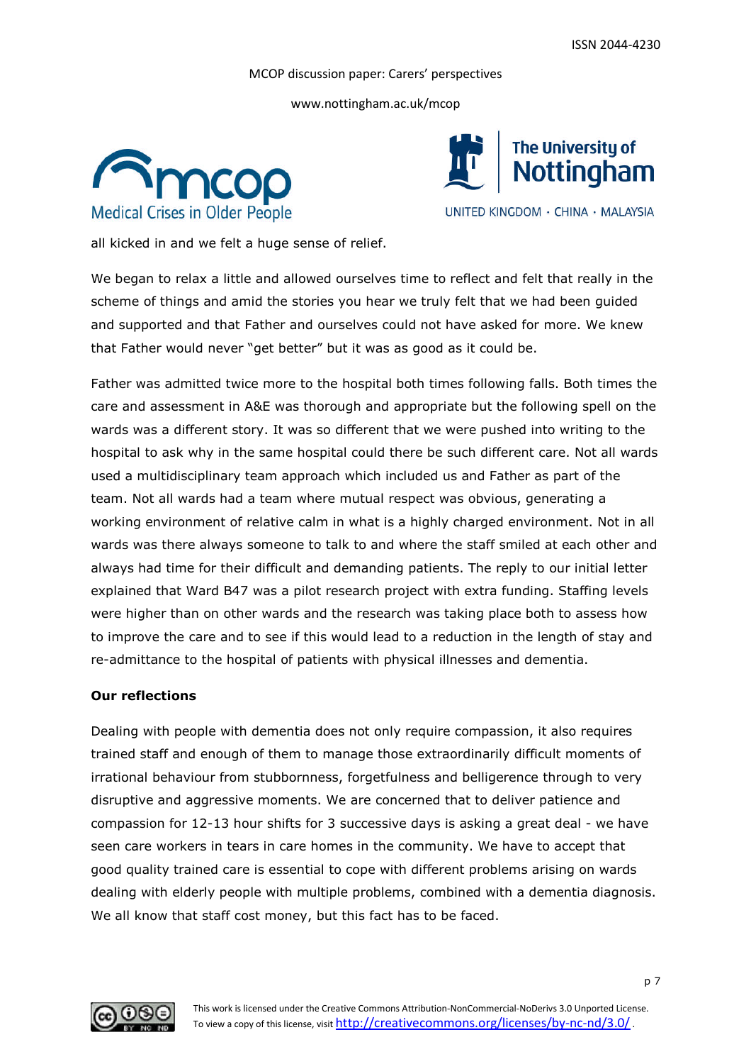all kicked in and we felt a huge sense of relief.

We began to relax a little and allowed ourselves time to reflect and felt that really in the scheme of things and amid the stories you hear we truly felt that we had been guided and supported and that Father and ourselves could not have asked for more. We knew that Father would never "get better" but it was as good as it could be.

Father was admitted twice more to the hospital both times following falls. Both times the care and assessment in A&E was thorough and appropriate but the following spell on the wards was a different story. It was so different that we were pushed into writing to the hospital to ask why in the same hospital could there be such different care. Not all wards used a multidisciplinary team approach which included us and Father as part of the team. Not all wards had a team where mutual respect was obvious, generating a working environment of relative calm in what is a highly charged environment. Not in all wards was there always someone to talk to and where the staff smiled at each other and always had time for their difficult and demanding patients. The reply to our initial letter explained that Ward B47 was a pilot research project with extra funding. Staffing levels were higher than on other wards and the research was taking place both to assess how to improve the care and to see if this would lead to a reduction in the length of stay and re-admittance to the hospital of patients with physical illnesses and dementia.

**Our reflections**

Dealing with people with dementia does not only require compassion, it also requires trained staff and enough of them to manage those extraordinarily difficult moments of irrational behaviour from stubbornness, forgetfulness and belligerence through to very disruptive and aggressive moments. We are concerned that to deliver patience and compassion for 12-13 hour shifts for 3 successive days is asking a great deal - we have seen care workers in tears in care homes in the community. We have to accept that good quality trained care is essential to cope with different problems arising on wards dealing with elderly people with multiple problems, combined with a dementia diagnosis. We all know that staff cost money, but this fact has to be faced.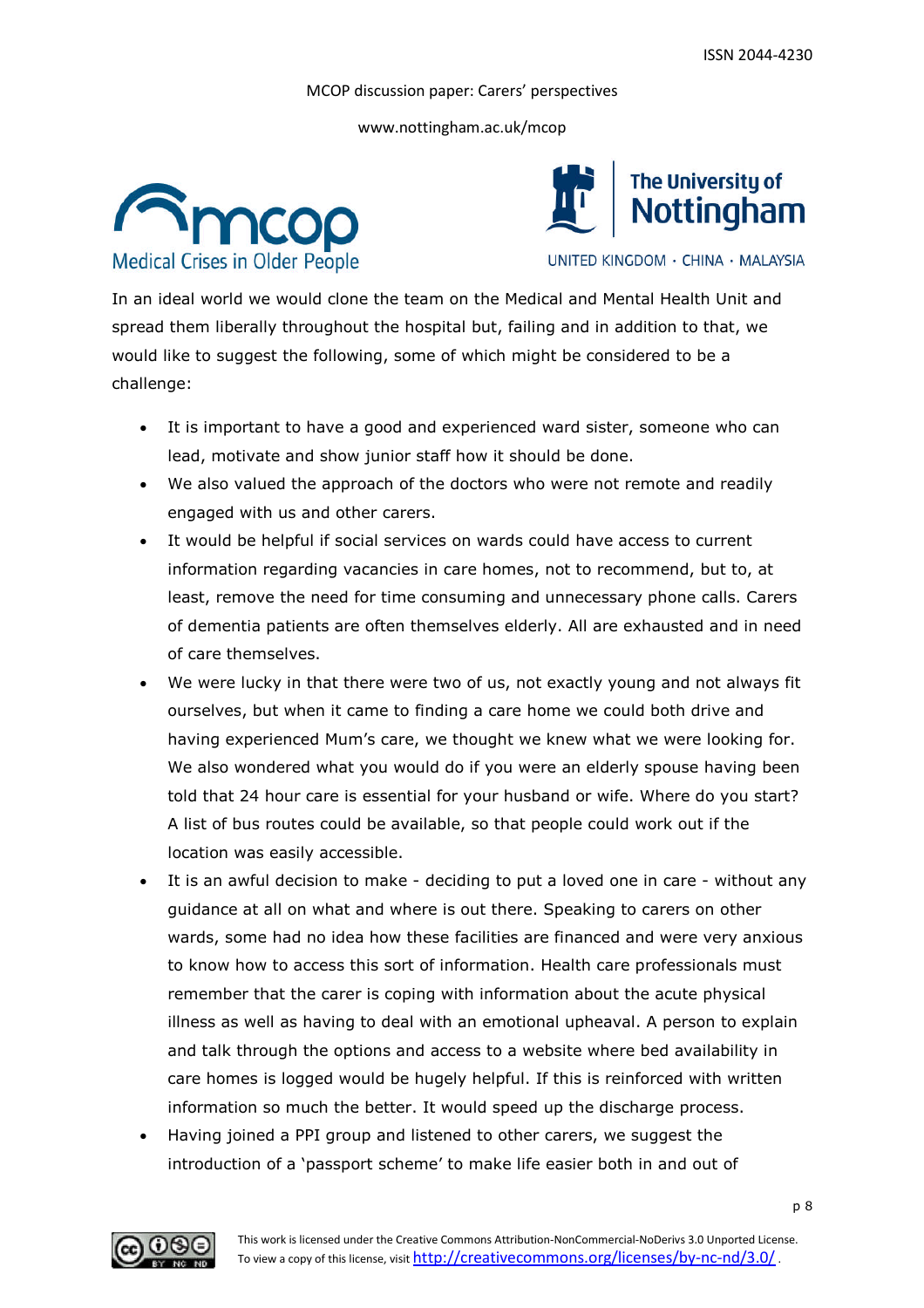In an ideal world we would clone the team on the Medical and Mental Health Unit and spread them liberally throughout the hospital but, failing and in addition to that, we would like to suggest the following, some of which might be considered to be a challenge:

- It is important to have a good and experienced ward sister, someone who can lead, motivate and show junior staff how it should be done.
- We also valued the approach of the doctors who were not remote and readily engaged with us and other carers.
- It would be helpful if social services on wards could have access to current information regarding vacancies in care homes, not to recommend, but to, at least, remove the need for time consuming and unnecessary phone calls. Carers of dementia patients are often themselves elderly. All are exhausted and in need of care themselves.
- We were lucky in that there were two of us, not exactly young and not always fit ourselves, but when it came to finding a care home we could both drive and having experienced Mum's care, we thought we knew what we were looking for. We also wondered what you would do if you were an elderly spouse having been told that 24 hour care is essential for your husband or wife. Where do you start? A list of bus routes could be available, so that people could work out if the location was easily accessible.
- It is an awful decision to make - deciding to put a loved one in care - without any guidance at all on what and where is out there. Speaking to carers on other wards, some had no idea how these facilities are financed and were very anxious to know how to access this sort of information. Health care professionals must remember that the carer is coping with information about the acute physical illness as well as having to deal with an emotional upheaval. A person to explain and talk through the options and access to a website where bed availability in care homes is logged would be hugely helpful. If this is reinforced with written information so much the better. It would speed up the discharge process.
- Having joined a PPI group and listened to other carers, we suggest the introduction of a 'passport scheme' to make life easier both in and out of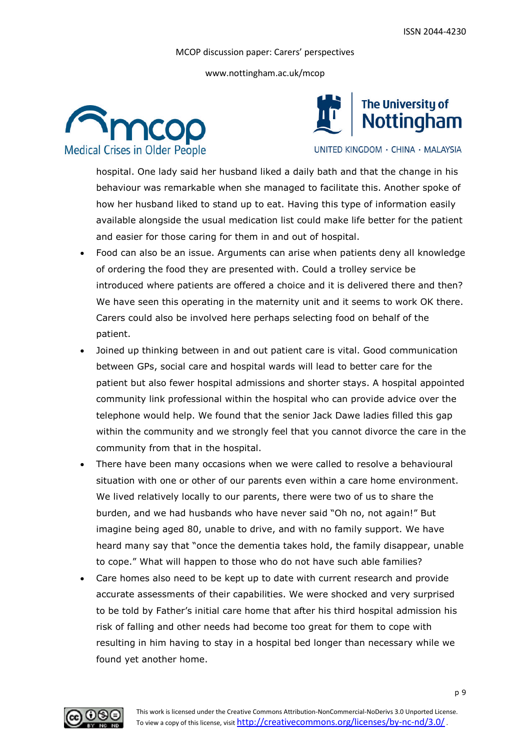hospital. One lady said her husband liked a daily bath and that the change in his behaviour was remarkable when she managed to facilitate this. Another spoke of how her husband liked to stand up to eat. Having this type of information easily available alongside the usual medication list could make life better for the patient and easier for those caring for them in and out of hospital.

- Food can also be an issue. Arguments can arise when patients deny all knowledge of ordering the food they are presented with. Could a trolley service be introduced where patients are offered a choice and it is delivered there and then? We have seen this operating in the maternity unit and it seems to work OK there. Carers could also be involved here perhaps selecting food on behalf of the patient.
- Joined up thinking between in and out patient care is vital. Good communication between GPs, social care and hospital wards will lead to better care for the patient but also fewer hospital admissions and shorter stays. A hospital appointed community link professional within the hospital who can provide advice over the telephone would help. We found that the senior Jack Dawe ladies filled this gap within the community and we strongly feel that you cannot divorce the care in the community from that in the hospital.
- There have been many occasions when we were called to resolve a behavioural situation with one or other of our parents even within a care home environment. We lived relatively locally to our parents, there were two of us to share the burden, and we had husbands who have never said "Oh no, not again!" But imagine being aged 80, unable to drive, and with no family support. We have heard many say that "once the dementia takes hold, the family disappear, unable to cope." What will happen to those who do not have such able families?
- Care homes also need to be kept up to date with current research and provide accurate assessments of their capabilities. We were shocked and very surprised to be told by Father's initial care home that after his third hospital admission his risk of falling and other needs had become too great for them to cope with resulting in him having to stay in a hospital bed longer than necessary while we found yet another home.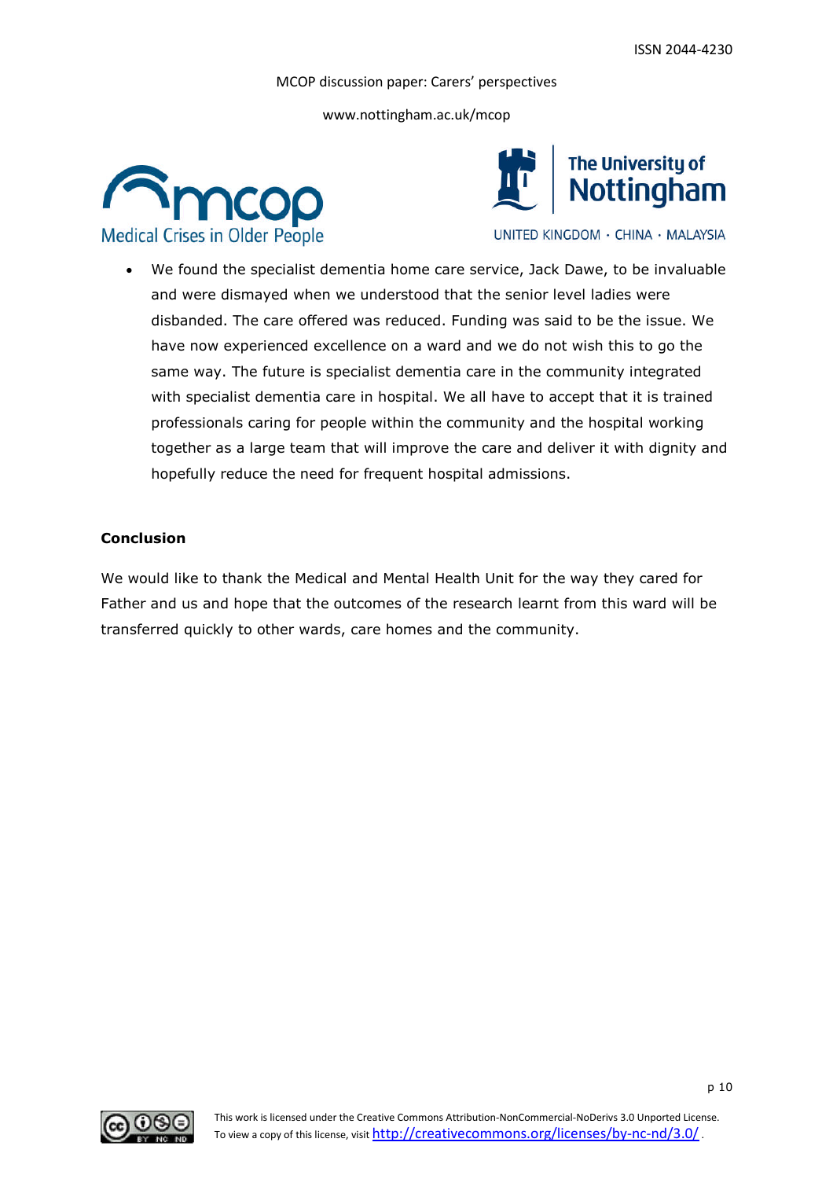- We found the specialist dementia home care service, Jack Dawe, to be invaluable and were dismayed when we understood that the senior level ladies were disbanded. The care offered was reduced. Funding was said to be the issue. We have now experienced excellence on a ward and we do not wish this to go the same way. The future is specialist dementia care in the community integrated with specialist dementia care in hospital. We all have to accept that it is trained professionals caring for people within the community and the hospital working together as a large team that will improve the care and deliver it with dignity and hopefully reduce the need for frequent hospital admissions.

**Conclusion**

We would like to thank the Medical and Mental Health Unit for the way they cared for Father and us and hope that the outcomes of the research learnt from this ward will be transferred quickly to other wards, care homes and the community.